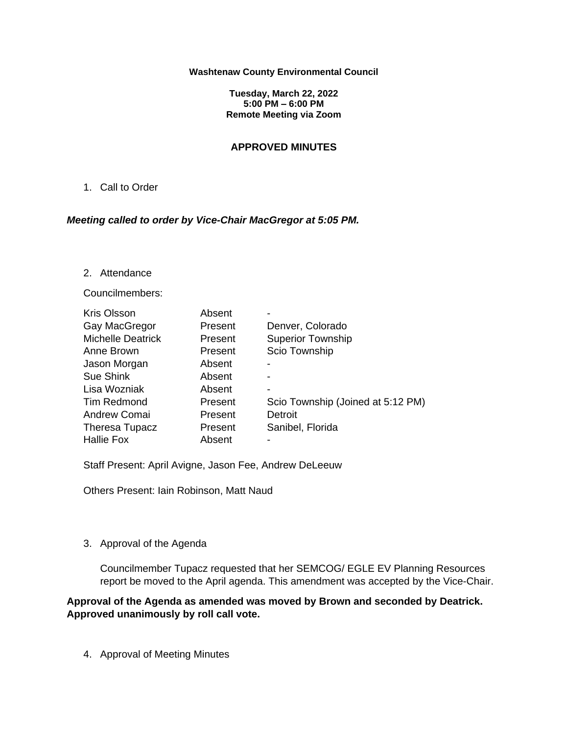**Washtenaw County Environmental Council**

**Tuesday, March 22, 2022**
**5:00 PM – 6:00 PM**
**Remote Meeting via Zoom**

## APPROVED MINUTES

1. Call to Order

***Meeting called to order by Vice-Chair MacGregor at 5:05 PM.***

2. Attendance

Councilmembers:

| | | |
|---|---|---|
| Kris Olsson | Absent | - |
| Gay MacGregor | Present | Denver, Colorado |
| Michelle Deatrick | Present | Superior Township |
| Anne Brown | Present | Scio Township |
| Jason Morgan | Absent | - |
| Sue Shink | Absent | - |
| Lisa Wozniak | Absent | - |
| Tim Redmond | Present | Scio Township (Joined at 5:12 PM) |
| Andrew Comai | Present | Detroit |
| Theresa Tupacz | Present | Sanibel, Florida |
| Hallie Fox | Absent | - |

Staff Present: April Avigne, Jason Fee, Andrew DeLeeuw

Others Present: Iain Robinson, Matt Naud

3. Approval of the Agenda

Councilmember Tupacz requested that her SEMCOG/ EGLE EV Planning Resources report be moved to the April agenda. This amendment was accepted by the Vice-Chair.

**Approval of the Agenda as amended was moved by Brown and seconded by Deatrick. Approved unanimously by roll call vote.**

4. Approval of Meeting Minutes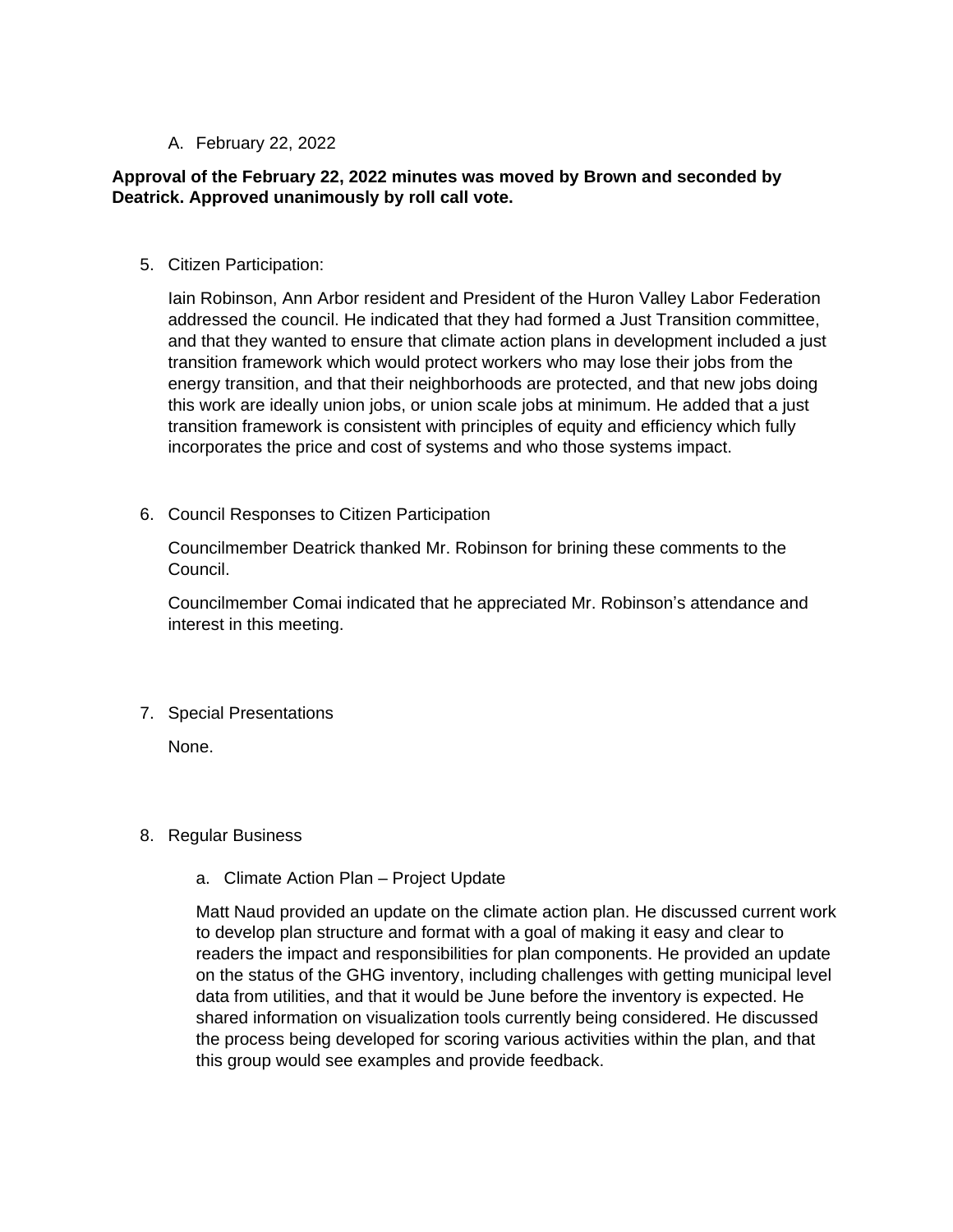A. February 22, 2022

**Approval of the February 22, 2022 minutes was moved by Brown and seconded by Deatrick. Approved unanimously by roll call vote.**

5. Citizen Participation:

   Iain Robinson, Ann Arbor resident and President of the Huron Valley Labor Federation addressed the council. He indicated that they had formed a Just Transition committee, and that they wanted to ensure that climate action plans in development included a just transition framework which would protect workers who may lose their jobs from the energy transition, and that their neighborhoods are protected, and that new jobs doing this work are ideally union jobs, or union scale jobs at minimum. He added that a just transition framework is consistent with principles of equity and efficiency which fully incorporates the price and cost of systems and who those systems impact.

6. Council Responses to Citizen Participation

   Councilmember Deatrick thanked Mr. Robinson for brining these comments to the Council.

   Councilmember Comai indicated that he appreciated Mr. Robinson's attendance and interest in this meeting.

7. Special Presentations

   None.

8. Regular Business

   a. Climate Action Plan – Project Update

   Matt Naud provided an update on the climate action plan. He discussed current work to develop plan structure and format with a goal of making it easy and clear to readers the impact and responsibilities for plan components. He provided an update on the status of the GHG inventory, including challenges with getting municipal level data from utilities, and that it would be June before the inventory is expected. He shared information on visualization tools currently being considered. He discussed the process being developed for scoring various activities within the plan, and that this group would see examples and provide feedback.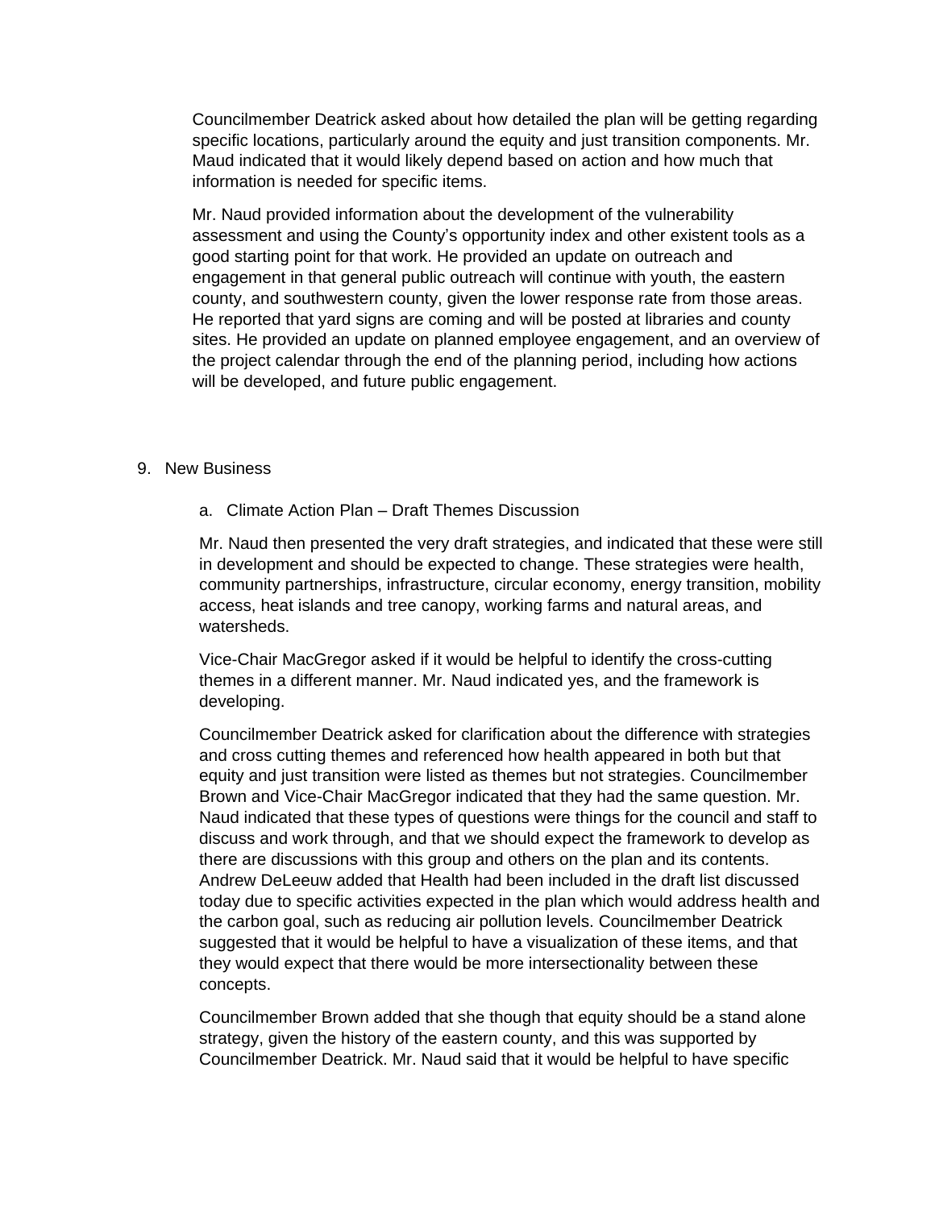Councilmember Deatrick asked about how detailed the plan will be getting regarding specific locations, particularly around the equity and just transition components. Mr. Maud indicated that it would likely depend based on action and how much that information is needed for specific items.

Mr. Naud provided information about the development of the vulnerability assessment and using the County's opportunity index and other existent tools as a good starting point for that work. He provided an update on outreach and engagement in that general public outreach will continue with youth, the eastern county, and southwestern county, given the lower response rate from those areas. He reported that yard signs are coming and will be posted at libraries and county sites. He provided an update on planned employee engagement, and an overview of the project calendar through the end of the planning period, including how actions will be developed, and future public engagement.

9. New Business

   a. Climate Action Plan – Draft Themes Discussion

   Mr. Naud then presented the very draft strategies, and indicated that these were still in development and should be expected to change. These strategies were health, community partnerships, infrastructure, circular economy, energy transition, mobility access, heat islands and tree canopy, working farms and natural areas, and watersheds.

   Vice-Chair MacGregor asked if it would be helpful to identify the cross-cutting themes in a different manner. Mr. Naud indicated yes, and the framework is developing.

   Councilmember Deatrick asked for clarification about the difference with strategies and cross cutting themes and referenced how health appeared in both but that equity and just transition were listed as themes but not strategies. Councilmember Brown and Vice-Chair MacGregor indicated that they had the same question. Mr. Naud indicated that these types of questions were things for the council and staff to discuss and work through, and that we should expect the framework to develop as there are discussions with this group and others on the plan and its contents. Andrew DeLeeuw added that Health had been included in the draft list discussed today due to specific activities expected in the plan which would address health and the carbon goal, such as reducing air pollution levels. Councilmember Deatrick suggested that it would be helpful to have a visualization of these items, and that they would expect that there would be more intersectionality between these concepts.

   Councilmember Brown added that she though that equity should be a stand alone strategy, given the history of the eastern county, and this was supported by Councilmember Deatrick. Mr. Naud said that it would be helpful to have specific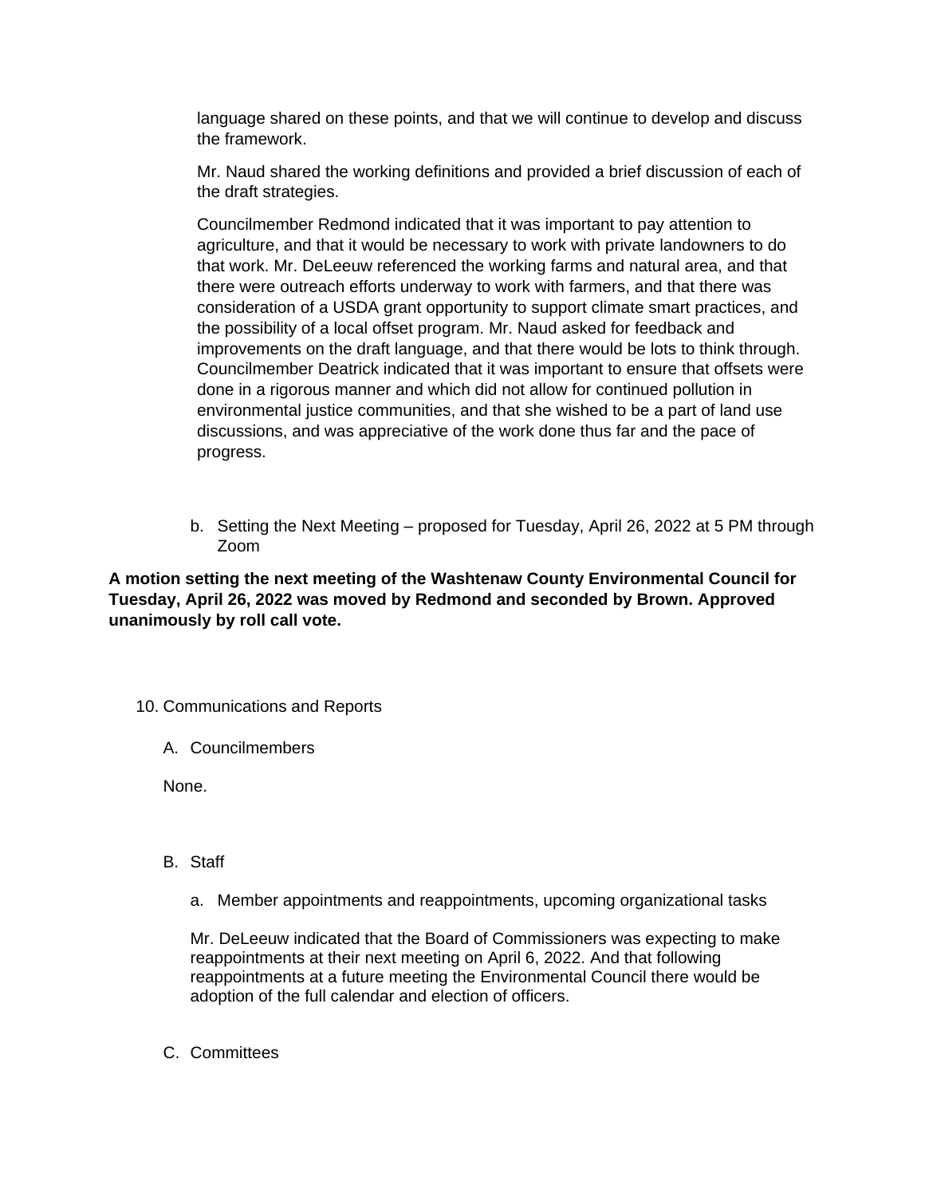language shared on these points, and that we will continue to develop and discuss the framework.

Mr. Naud shared the working definitions and provided a brief discussion of each of the draft strategies.

Councilmember Redmond indicated that it was important to pay attention to agriculture, and that it would be necessary to work with private landowners to do that work. Mr. DeLeeuw referenced the working farms and natural area, and that there were outreach efforts underway to work with farmers, and that there was consideration of a USDA grant opportunity to support climate smart practices, and the possibility of a local offset program. Mr. Naud asked for feedback and improvements on the draft language, and that there would be lots to think through. Councilmember Deatrick indicated that it was important to ensure that offsets were done in a rigorous manner and which did not allow for continued pollution in environmental justice communities, and that she wished to be a part of land use discussions, and was appreciative of the work done thus far and the pace of progress.

b. Setting the Next Meeting – proposed for Tuesday, April 26, 2022 at 5 PM through Zoom

**A motion setting the next meeting of the Washtenaw County Environmental Council for Tuesday, April 26, 2022 was moved by Redmond and seconded by Brown. Approved unanimously by roll call vote.**

10. Communications and Reports

A. Councilmembers

None.

B. Staff

a. Member appointments and reappointments, upcoming organizational tasks

Mr. DeLeeuw indicated that the Board of Commissioners was expecting to make reappointments at their next meeting on April 6, 2022. And that following reappointments at a future meeting the Environmental Council there would be adoption of the full calendar and election of officers.

C. Committees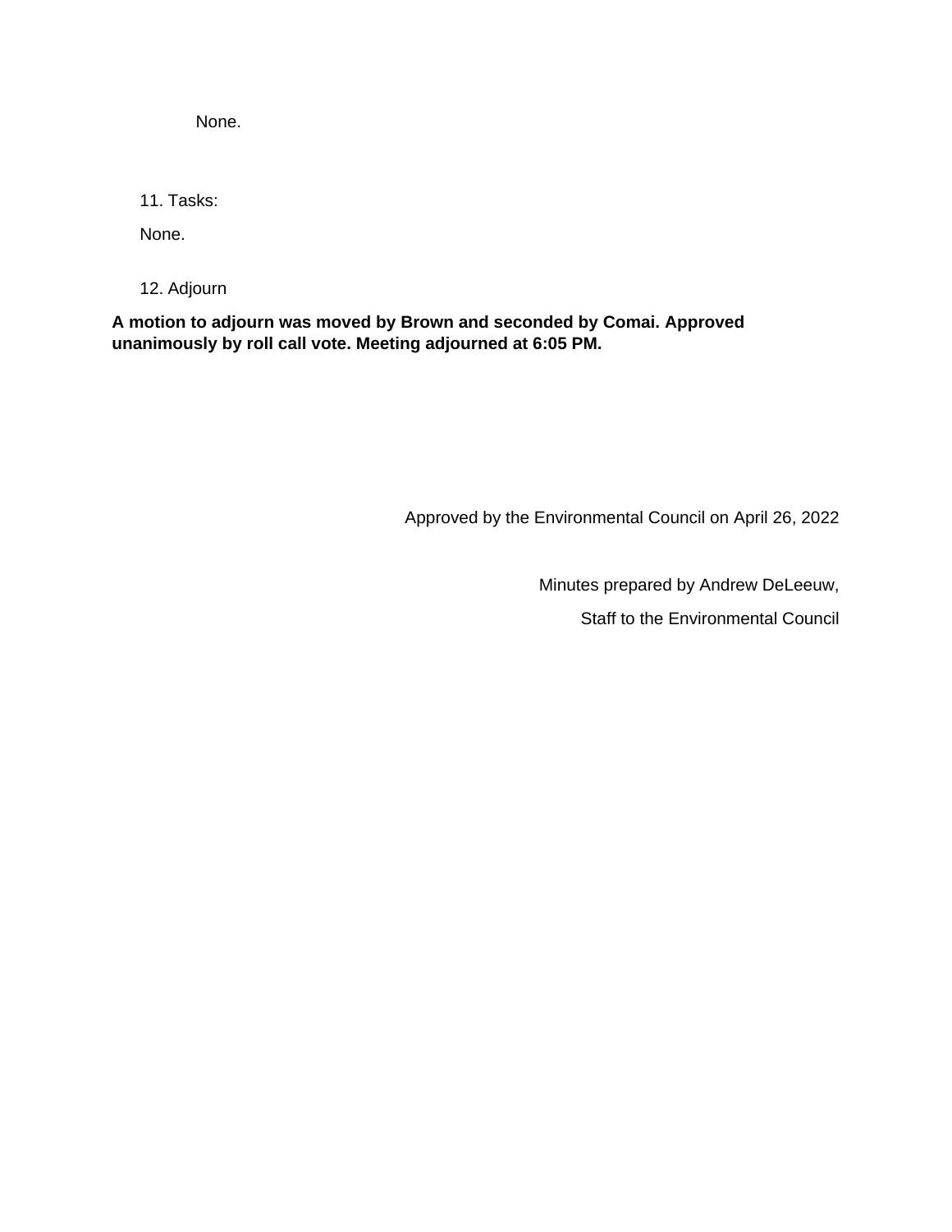None.

11. Tasks:

None.

12. Adjourn

**A motion to adjourn was moved by Brown and seconded by Comai. Approved unanimously by roll call vote. Meeting adjourned at 6:05 PM.**

Approved by the Environmental Council on April 26, 2022

Minutes prepared by Andrew DeLeeuw,

Staff to the Environmental Council